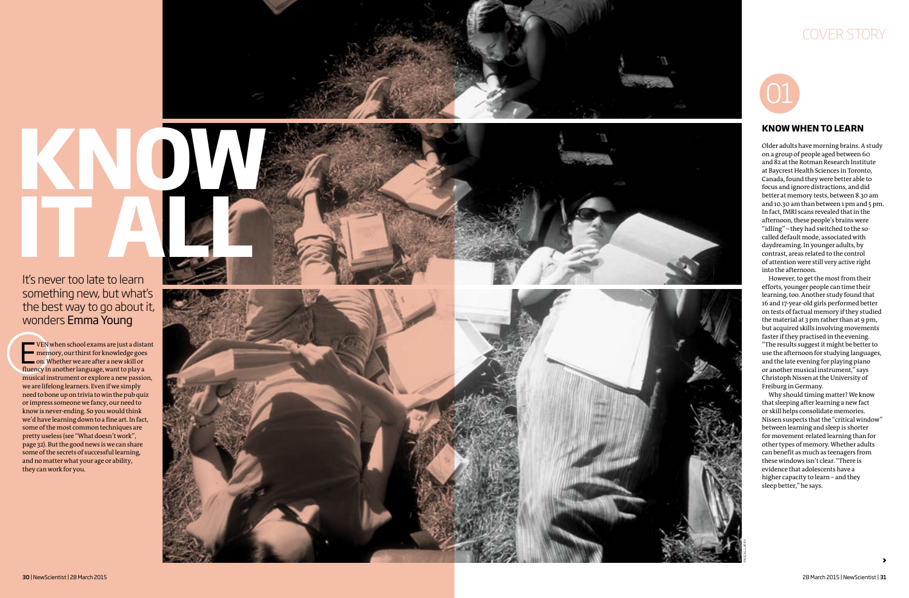COVER STORY

# KNOW IT ALL

It's never too late to learn something new, but what's the best way to go about it, wonders Emma Young

EVEN when school exams are just a distant memory, our thirst for knowledge goes on. Whether we are after a new skill or fluency in another language, want to play a musical instrument or explore a new passion, we are lifelong learners. Even if we simply need to bone up on trivia to win the pub quiz or impress someone we fancy, our need to know is never-ending. So you would think we'd have learning down to a fine art. In fact, some of the most common techniques are pretty useless (see "What doesn't work", page 32). But the good news is we can share some of the secrets of successful learning, and no matter what your age or ability, they can work for you.

01

## KNOW WHEN TO LEARN

Older adults have morning brains. A study on a group of people aged between 60 and 82 at the Rotman Research Institute at Baycrest Health Sciences in Toronto, Canada, found they were better able to focus and ignore distractions, and did better at memory tests, between 8.30 am and 10.30 am than between 1 pm and 5 pm. In fact, fMRI scans revealed that in the afternoon, these people's brains were "idling" – they had switched to the so-called default mode, associated with daydreaming. In younger adults, by contrast, areas related to the control of attention were still very active right into the afternoon.

However, to get the most from their efforts, younger people can time their learning, too. Another study found that 16 and 17-year-old girls performed better on tests of factual memory if they studied the material at 3 pm rather than at 9 pm, but acquired skills involving movements faster if they practised in the evening. "The results suggest it might be better to use the afternoon for studying languages, and the late evening for playing piano or another musical instrument," says Christoph Nissen at the University of Freiburg in Germany.

Why should timing matter? We know that sleeping after learning a new fact or skill helps consolidate memories. Nissen suspects that the "critical window" between learning and sleep is shorter for movement-related learning than for other types of memory. Whether adults can benefit as much as teenagers from these windows isn't clear. "There is evidence that adolescents have a higher capacity to learn – and they sleep better," he says.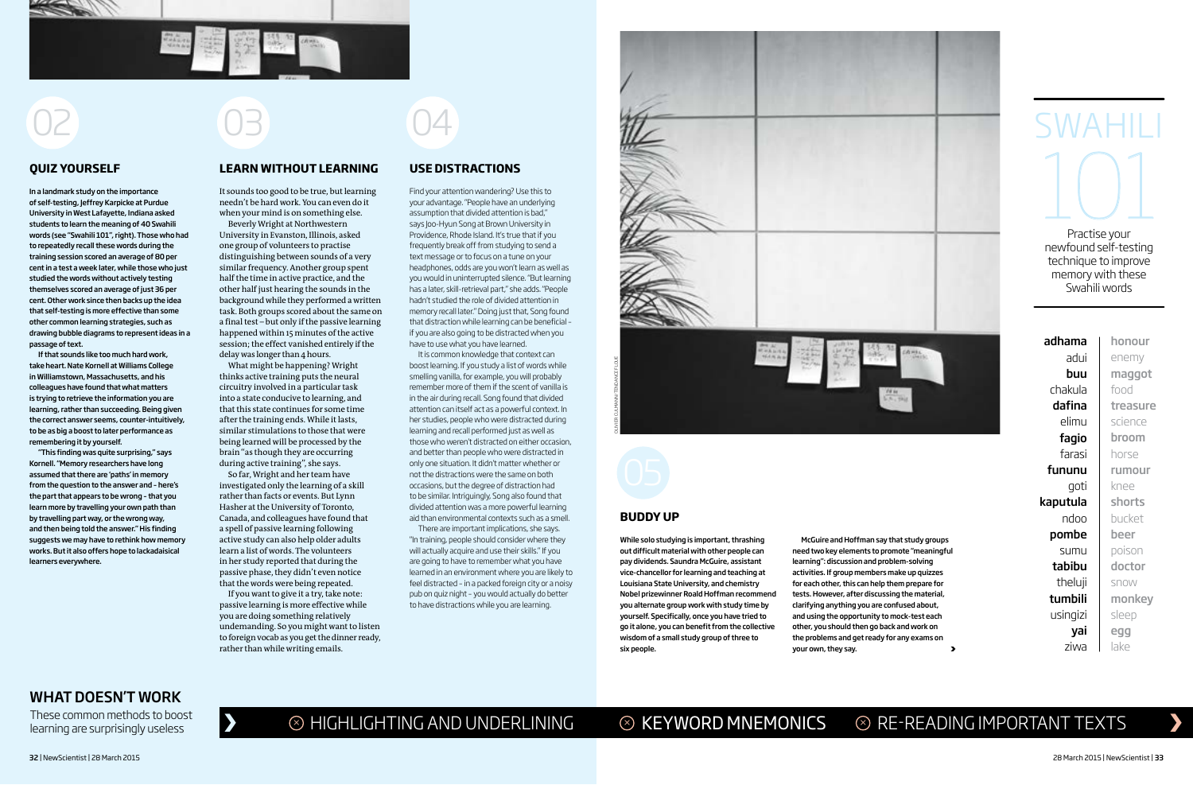## 02

### QUIZ YOURSELF

**In a landmark study on the importance of self-testing, Jeffrey Karpicke at Purdue University in West Lafayette, Indiana asked students to learn the meaning of 40 Swahili words (see "Swahili 101", right). Those who had to repeatedly recall these words during the training session scored an average of 80 per cent in a test a week later, while those who just studied the words without actively testing themselves scored an average of just 36 per cent. Other work since then backs up the idea that self-testing is more effective than some other common learning strategies, such as drawing bubble diagrams to represent ideas in a passage of text.**

**If that sounds like too much hard work, take heart. Nate Kornell at Williams College in Williamstown, Massachusetts, and his colleagues have found that what matters is trying to retrieve the information you are learning, rather than succeeding. Being given the correct answer seems, counter-intuitively, to be as big a boost to later performance as remembering it by yourself.**

**"This finding was quite surprising," says Kornell. "Memory researchers have long assumed that there are 'paths' in memory from the question to the answer and – here's the part that appears to be wrong – that you learn more by travelling your own path than by travelling part way, or the wrong way, and then being told the answer." His finding suggests we may have to rethink how memory works. But it also offers hope to lackadaisical learners everywhere.**

## 03

### LEARN WITHOUT LEARNING

It sounds too good to be true, but learning needn't be hard work. You can even do it when your mind is on something else.

Beverly Wright at Northwestern University in Evanston, Illinois, asked one group of volunteers to practise distinguishing between sounds of a very similar frequency. Another group spent half the time in active practice, and the other half just hearing the sounds in the background while they performed a written task. Both groups scored about the same on a final test – but only if the passive learning happened within 15 minutes of the active session; the effect vanished entirely if the delay was longer than 4 hours.

What might be happening? Wright thinks active training puts the neural circuitry involved in a particular task into a state conducive to learning, and that this state continues for some time after the training ends. While it lasts, similar stimulations to those that were being learned will be processed by the brain "as though they are occurring during active training", she says.

So far, Wright and her team have investigated only the learning of a skill rather than facts or events. But Lynn Hasher at the University of Toronto, Canada, and colleagues have found that a spell of passive learning following active study can also help older adults learn a list of words. The volunteers in her study reported that during the passive phase, they didn't even notice that the words were being repeated.

If you want to give it a try, take note: passive learning is more effective while you are doing something relatively undemanding. So you might want to listen to foreign vocab as you get the dinner ready, rather than while writing emails.

## 04

### USE DISTRACTIONS

Find your attention wandering? Use this to your advantage. "People have an underlying assumption that divided attention is bad," says Joo-Hyun Song at Brown University in Providence, Rhode Island. It's true that if you frequently break off from studying to send a text message or to focus on a tune on your headphones, odds are you won't learn as well as you would in uninterrupted silence. "But learning has a later, skill-retrieval part," she adds. "People hadn't studied the role of divided attention in memory recall later." Doing just that, Song found that distraction while learning can be beneficial – if you are also going to be distracted when you have to use what you have learned.

It is common knowledge that context can boost learning. If you study a list of words while smelling vanilla, for example, you will probably remember more of them if the scent of vanilla is in the air during recall. Song found that divided attention can itself act as a powerful context. In her studies, people who were distracted during learning and recall performed just as well as those who weren't distracted on either occasion, and better than people who were distracted in only one situation. It didn't matter whether or not the distractions were the same on both occasions, but the degree of distraction had to be similar. Intriguingly, Song also found that divided attention was a more powerful learning aid than environmental contexts such as a smell.

There are important implications, she says. "In training, people should consider where they will actually acquire and use their skills." If you are going to have to remember what you have learned in an environment where you are likely to feel distracted – in a packed foreign city or a noisy pub on quiz night – you would actually do better to have distractions while you are learning.

OLIVIER CULMANN/TENDANCE FLOUE

## 05

### BUDDY UP

**While solo studying is important, thrashing out difficult material with other people can pay dividends. Saundra McGuire, assistant vice-chancellor for learning and teaching at Louisiana State University, and chemistry Nobel prizewinner Roald Hoffman recommend you alternate group work with study time by yourself. Specifically, once you have tried to go it alone, you can benefit from the collective wisdom of a small study group of three to six people.**

**McGuire and Hoffman say that study groups need two key elements to promote "meaningful learning": discussion and problem-solving activities. If group members make up quizzes for each other, this can help them prepare for tests. However, after discussing the material, clarifying anything you are confused about, and using the opportunity to mock-test each other, you should then go back and work on the problems and get ready for any exams on your own, they say.**

## SWAHILI 101

Practise your newfound self-testing technique to improve memory with these Swahili words

| | |
|---|---|
| **adhama** | **honour** |
| adui | enemy |
| **buu** | **maggot** |
| chakula | food |
| **dafina** | **treasure** |
| elimu | science |
| **fagio** | **broom** |
| farasi | horse |
| **fununu** | **rumour** |
| goti | knee |
| **kaputula** | **shorts** |
| ndoo | bucket |
| **pombe** | **beer** |
| sumu | poison |
| **tabibu** | **doctor** |
| theluji | snow |
| **tumbili** | **monkey** |
| usingizi | sleep |
| **yai** | **egg** |
| ziwa | lake |

## WHAT DOESN'T WORK

These common methods to boost learning are surprisingly useless

- HIGHLIGHTING AND UNDERLINING
- KEYWORD MNEMONICS
- RE-READING IMPORTANT TEXTS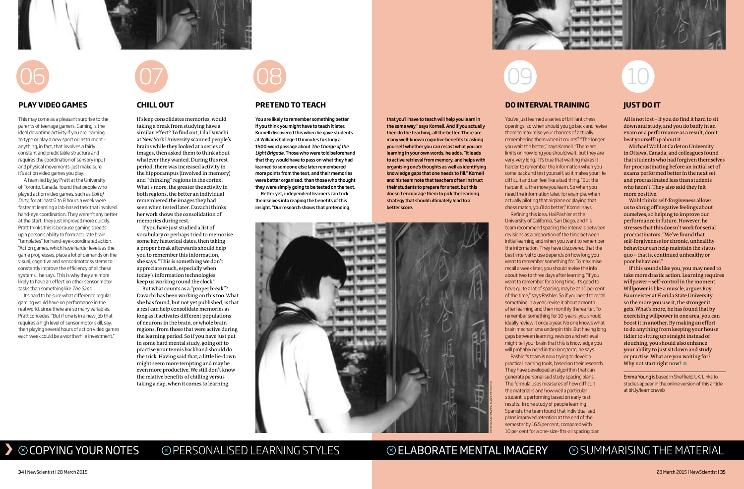## 06

### PLAY VIDEO GAMES

This may come as a pleasant surprise to the parents of teenage gamers. Gaming is the ideal downtime activity if you are learning to type or play a new sport or instrument – anything, in fact, that involves a fairly constant and predictable structure and requires the coordination of sensory input and physical movements. Just make sure it's action video games you play.

A team led by Jay Pratt at the University of Toronto, Canada, found that people who played action video games, such as *Call of Duty*, for at least 6 to 8 hours a week were faster at learning a lab-based task that involved hand-eye coordination. They weren't any better at the start, they just improved more quickly. Pratt thinks this is because gaming speeds up a person's ability to form accurate brain "templates" for hand-eye-coordinated action. "Action games, which have harder levels as the game progresses, place a lot of demands on the visual, cognitive and sensorimotor systems to constantly improve the efficiency of all these systems," he says. This is why they are more likely to have an effect on other sensorimotor tasks than something like *The Sims*.

It's hard to be sure what difference regular gaming would have on performance in the real world, since there are so many variables, Pratt concedes. "But if one is in a new job that requires a high level of sensorimotor skill, say, then playing several hours of action video games each week could be a worthwhile investment."

## 07

### CHILL OUT

If sleep consolidates memories, would taking a break from studying have a similar effect? To find out, Lila Davachi at New York University scanned people's brains while they looked at a series of images, then asked them to think about whatever they wanted. During this rest period, there was increased activity in the hippocampus (involved in memory) and "thinking" regions in the cortex. What's more, the greater the activity in both regions, the better an individual remembered the images they had seen when tested later. Davachi thinks her work shows the consolidation of memories during rest.

If you have just studied a list of vocabulary or perhaps tried to memorise some key historical dates, then taking a proper break afterwards should help you to remember this information, she says. "This is something we don't appreciate much, especially when today's information technologies keep us working round the clock."

But what counts as a "proper break"? Davachi has been working on this too. What she has found, but not yet published, is that a rest can help consolidate memories as long as it activates different populations of neurons in the brain, or whole brain regions, from those that were active during the learning period. So if you have just put in some hard mental study, going off to practise your tennis backhand should do the trick. Having said that, a little lie-down might seem more tempting and may be even more productive. We still don't know the relative benefits of chilling versus taking a nap, when it comes to learning.

## 08

### PRETEND TO TEACH

**You are likely to remember something better if you think you might have to teach it later. Kornell discovered this when he gave students at Williams College 10 minutes to study a 1500-word passage about *The Charge of the Light Brigade*. Those who were told beforehand that they would have to pass on what they had learned to someone else later remembered more points from the text, and their memories were better organised, than those who thought they were simply going to be tested on the text.**

**Better yet, independent learners can trick themselves into reaping the benefits of this insight. "Our research shows that pretending that you'll have to teach will help you learn in the same way," says Kornell. And if you actually then do the teaching, all the better. There are many well-known cognitive benefits to asking yourself whether you can recast what you are learning in your own words, he adds. "It leads to active retrieval from memory, and helps with organising one's thoughts as well as identifying knowledge gaps that one needs to fill." Kornell and his team note that teachers often instruct their students to prepare for a test, but this doesn't encourage them to pick the learning strategy that should ultimately lead to a better score.**

## 09

### DO INTERVAL TRAINING

You've just learned a series of brilliant chess openings, so when should you go back and revise them to maximise your chances of actually remembering them when it counts? "The longer you wait the better," says Kornell. "There are limits on how long you should wait, but they are very, very long." It's true that waiting makes it harder to remember the information when you come back and test yourself, so it makes your life difficult and can feel like a bad thing. "But the harder it is, the more you learn. So when you need the information later, for example, when actually piloting that airplane or playing that chess match, you'll do better," Kornell says.

Refining this idea, Hal Pashler at the University of California, San Diego, and his team recommend spacing the intervals between revisions as a proportion of the time between initial learning and when you want to remember the information. They have discovered that the best interval to use depends on how long you want to remember something for. To maximise recall a week later, you should revise the info about two to three days after learning. "If you want to remember for a long time, it's good to have quite a lot of spacing, maybe at 10 per cent of the time," says Pashler. So if you need to recall something in a year, revise it about a month after learning and then monthly thereafter. To remember something for 10 years, you should ideally review it once a year. No one knows what brain mechanisms underpin this. But having long gaps between learning, revision and retrieval might tell your brain that this is knowledge you will probably need in the long term, he says.

Pashler's team is now trying to develop practical learning tools, based on their research. They have developed an algorithm that can generate personalised study spacing plans. The formula uses measures of how difficult the material is and how well a particular student is performing based on early test results. In one study of people learning Spanish, the team found that individualised plans improved retention at the end of the semester by 16.5 per cent, compared with 10 per cent for a one-size-fits-all spacing plan.

## 10

### JUST DO IT

All is not lost – if you do find it hard to sit down and study, and you do badly in an exam or a performance as a result, don't beat yourself up about it.

Michael Wohl at Carleton University in Ottawa, Canada, and colleagues found that students who had forgiven themselves for procrastinating before an initial set of exams performed better in the next set and procrastinated less than students who hadn't. They also said they felt more positive.

Wohl thinks self-forgiveness allows us to shrug off negative feelings about ourselves, so helping to improve our performance in future. However, he stresses that this doesn't work for serial procrastinators. "We've found that self-forgiveness for chronic, unhealthy behaviour can help maintain the status quo – that is, continued unhealthy or poor behaviour."

If this sounds like you, you may need to take more drastic action. Learning requires willpower – self-control in the moment. Willpower is like a muscle, argues Roy Baumeister at Florida State University, so the more you use it, the stronger it gets. What's more, he has found that by exercising willpower in one area, you can boost it in another. By making an effort to do anything from keeping your house tidier to sitting up straight instead of slouching, you should also enhance your ability to just sit down and study or practise. What are you waiting for? Why not start right now? ■

**Emma Young** is based in Sheffield, UK. Links to studies appear in the online version of this article at bit.ly/learnonweb

PATRICK ZACHMANN/MAGNUM PHOTOS

⊗ COPYING YOUR NOTES ⊗ PERSONALISED LEARNING STYLES ⊗ ELABORATE MENTAL IMAGERY ⊗ SUMMARISING THE MATERIAL